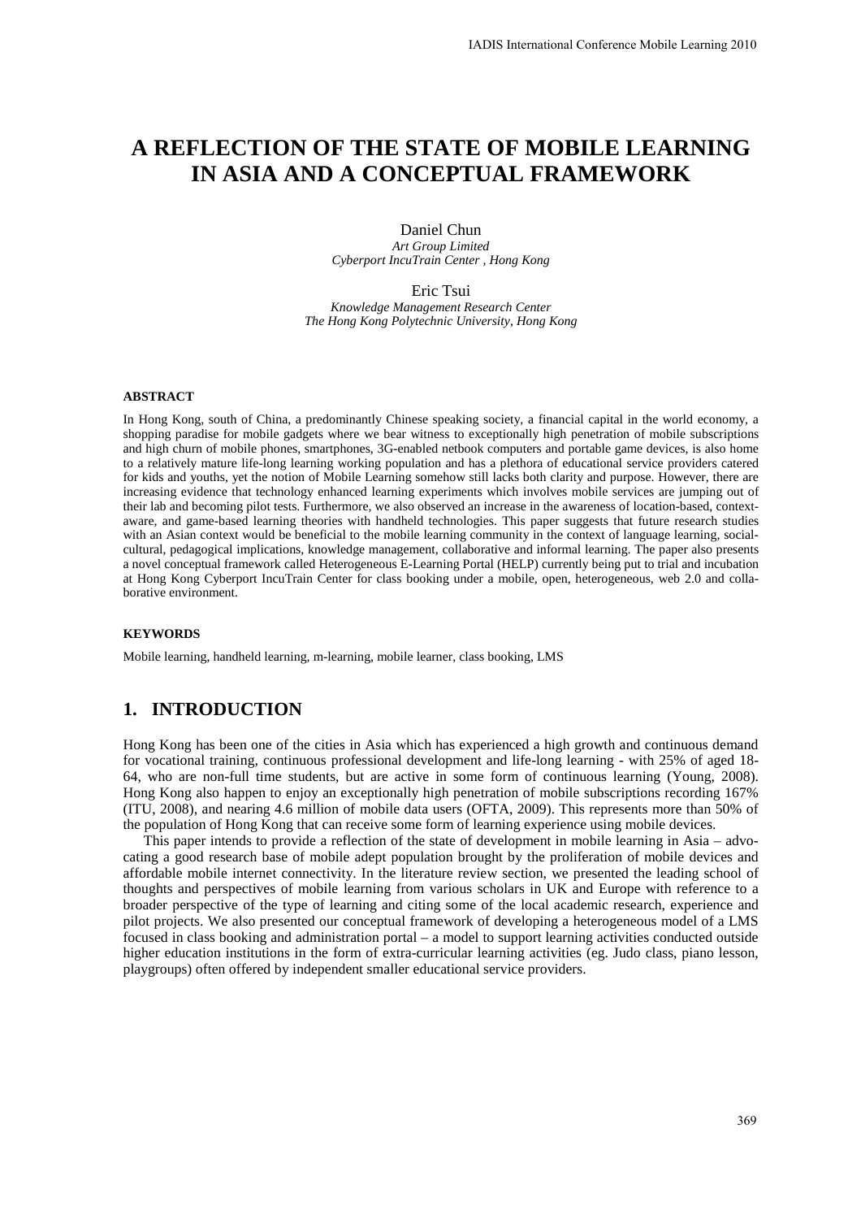#  A REFLECTION OF THE STATE OF MOBILE LEARNING IN ASIA AND A CONCEPTUAL FRAMEWORK

Daniel Chun  
*Art Group Limited*  
*Cyberport IncuTrain Center , Hong Kong*

Eric Tsui  
*Knowledge Management Research Center*  
*The Hong Kong Polytechnic University, Hong Kong*

#### ABSTRACT

In Hong Kong, south of China, a predominantly Chinese speaking society, a financial capital in the world economy, a shopping paradise for mobile gadgets where we bear witness to exceptionally high penetration of mobile subscriptions and high churn of mobile phones, smartphones, 3G-enabled netbook computers and portable game devices, is also home to a relatively mature life-long learning working population and has a plethora of educational service providers catered for kids and youths, yet the notion of Mobile Learning somehow still lacks both clarity and purpose. However, there are increasing evidence that technology enhanced learning experiments which involves mobile services are jumping out of their lab and becoming pilot tests. Furthermore, we also observed an increase in the awareness of location-based, context-aware, and game-based learning theories with handheld technologies. This paper suggests that future research studies with an Asian context would be beneficial to the mobile learning community in the context of language learning, social-cultural, pedagogical implications, knowledge management, collaborative and informal learning. The paper also presents a novel conceptual framework called Heterogeneous E-Learning Portal (HELP) currently being put to trial and incubation at Hong Kong Cyberport IncuTrain Center for class booking under a mobile, open, heterogeneous, web 2.0 and collaborative environment.

#### KEYWORDS

Mobile learning, handheld learning, m-learning, mobile learner, class booking, LMS

## 1. INTRODUCTION

Hong Kong has been one of the cities in Asia which has experienced a high growth and continuous demand for vocational training, continuous professional development and life-long learning - with 25% of aged 18-64, who are non-full time students, but are active in some form of continuous learning (Young, 2008). Hong Kong also happen to enjoy an exceptionally high penetration of mobile subscriptions recording 167% (ITU, 2008), and nearing 4.6 million of mobile data users (OFTA, 2009). This represents more than 50% of the population of Hong Kong that can receive some form of learning experience using mobile devices.

This paper intends to provide a reflection of the state of development in mobile learning in Asia – advocating a good research base of mobile adept population brought by the proliferation of mobile devices and affordable mobile internet connectivity. In the literature review section, we presented the leading school of thoughts and perspectives of mobile learning from various scholars in UK and Europe with reference to a broader perspective of the type of learning and citing some of the local academic research, experience and pilot projects. We also presented our conceptual framework of developing a heterogeneous model of a LMS focused in class booking and administration portal – a model to support learning activities conducted outside higher education institutions in the form of extra-curricular learning activities (eg. Judo class, piano lesson, playgroups) often offered by independent smaller educational service providers.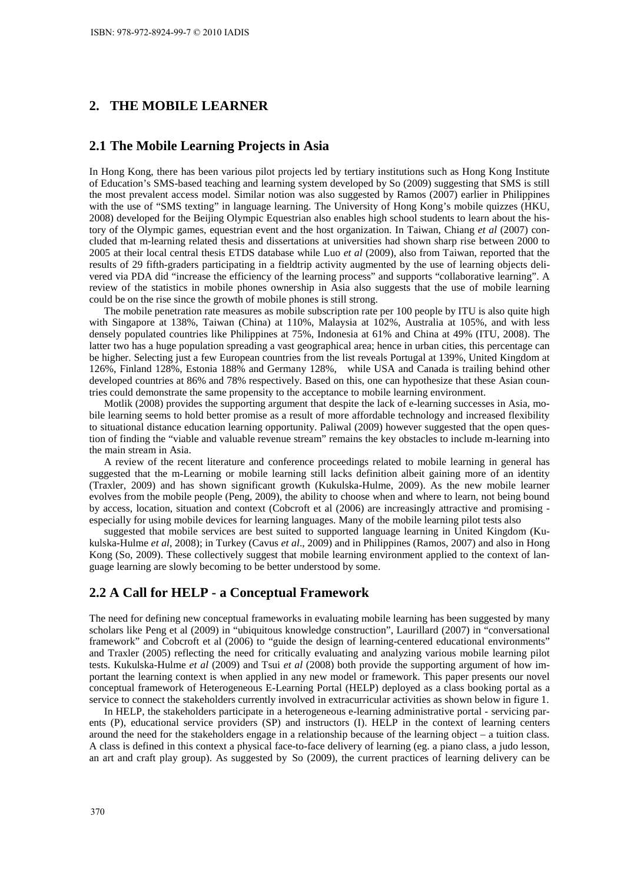## 2. THE MOBILE LEARNER

### 2.1 The Mobile Learning Projects in Asia

In Hong Kong, there has been various pilot projects led by tertiary institutions such as Hong Kong Institute of Education's SMS-based teaching and learning system developed by So (2009) suggesting that SMS is still the most prevalent access model. Similar notion was also suggested by Ramos (2007) earlier in Philippines with the use of "SMS texting" in language learning. The University of Hong Kong's mobile quizzes (HKU, 2008) developed for the Beijing Olympic Equestrian also enables high school students to learn about the history of the Olympic games, equestrian event and the host organization. In Taiwan, Chiang *et al* (2007) concluded that m-learning related thesis and dissertations at universities had shown sharp rise between 2000 to 2005 at their local central thesis ETDS database while Luo *et al* (2009), also from Taiwan, reported that the results of 29 fifth-graders participating in a fieldtrip activity augmented by the use of learning objects delivered via PDA did "increase the efficiency of the learning process" and supports "collaborative learning". A review of the statistics in mobile phones ownership in Asia also suggests that the use of mobile learning could be on the rise since the growth of mobile phones is still strong.

The mobile penetration rate measures as mobile subscription rate per 100 people by ITU is also quite high with Singapore at 138%, Taiwan (China) at 110%, Malaysia at 102%, Australia at 105%, and with less densely populated countries like Philippines at 75%, Indonesia at 61% and China at 49% (ITU, 2008). The latter two has a huge population spreading a vast geographical area; hence in urban cities, this percentage can be higher. Selecting just a few European countries from the list reveals Portugal at 139%, United Kingdom at 126%, Finland 128%, Estonia 188% and Germany 128%, while USA and Canada is trailing behind other developed countries at 86% and 78% respectively. Based on this, one can hypothesize that these Asian countries could demonstrate the same propensity to the acceptance to mobile learning environment.

Motlik (2008) provides the supporting argument that despite the lack of e-learning successes in Asia, mobile learning seems to hold better promise as a result of more affordable technology and increased flexibility to situational distance education learning opportunity. Paliwal (2009) however suggested that the open question of finding the "viable and valuable revenue stream" remains the key obstacles to include m-learning into the main stream in Asia.

A review of the recent literature and conference proceedings related to mobile learning in general has suggested that the m-Learning or mobile learning still lacks definition albeit gaining more of an identity (Traxler, 2009) and has shown significant growth (Kukulska-Hulme, 2009). As the new mobile learner evolves from the mobile people (Peng, 2009), the ability to choose when and where to learn, not being bound by access, location, situation and context (Cobcroft et al (2006) are increasingly attractive and promising - especially for using mobile devices for learning languages. Many of the mobile learning pilot tests also suggested that mobile services are best suited to supported language learning in United Kingdom (Kukulska-Hulme *et al*, 2008); in Turkey (Cavus *et al*., 2009) and in Philippines (Ramos, 2007) and also in Hong Kong (So, 2009). These collectively suggest that mobile learning environment applied to the context of language learning are slowly becoming to be better understood by some.

### 2.2 A Call for HELP - a Conceptual Framework

The need for defining new conceptual frameworks in evaluating mobile learning has been suggested by many scholars like Peng et al (2009) in "ubiquitous knowledge construction", Laurillard (2007) in "conversational framework" and Cobcroft et al (2006) to "guide the design of learning-centered educational environments" and Traxler (2005) reflecting the need for critically evaluating and analyzing various mobile learning pilot tests. Kukulska-Hulme *et al* (2009) and Tsui *et al* (2008) both provide the supporting argument of how important the learning context is when applied in any new model or framework. This paper presents our novel conceptual framework of Heterogeneous E-Learning Portal (HELP) deployed as a class booking portal as a service to connect the stakeholders currently involved in extracurricular activities as shown below in figure 1.

In HELP, the stakeholders participate in a heterogeneous e-learning administrative portal - servicing parents (P), educational service providers (SP) and instructors (I). HELP in the context of learning centers around the need for the stakeholders engage in a relationship because of the learning object – a tuition class. A class is defined in this context a physical face-to-face delivery of learning (eg. a piano class, a judo lesson, an art and craft play group). As suggested by So (2009), the current practices of learning delivery can be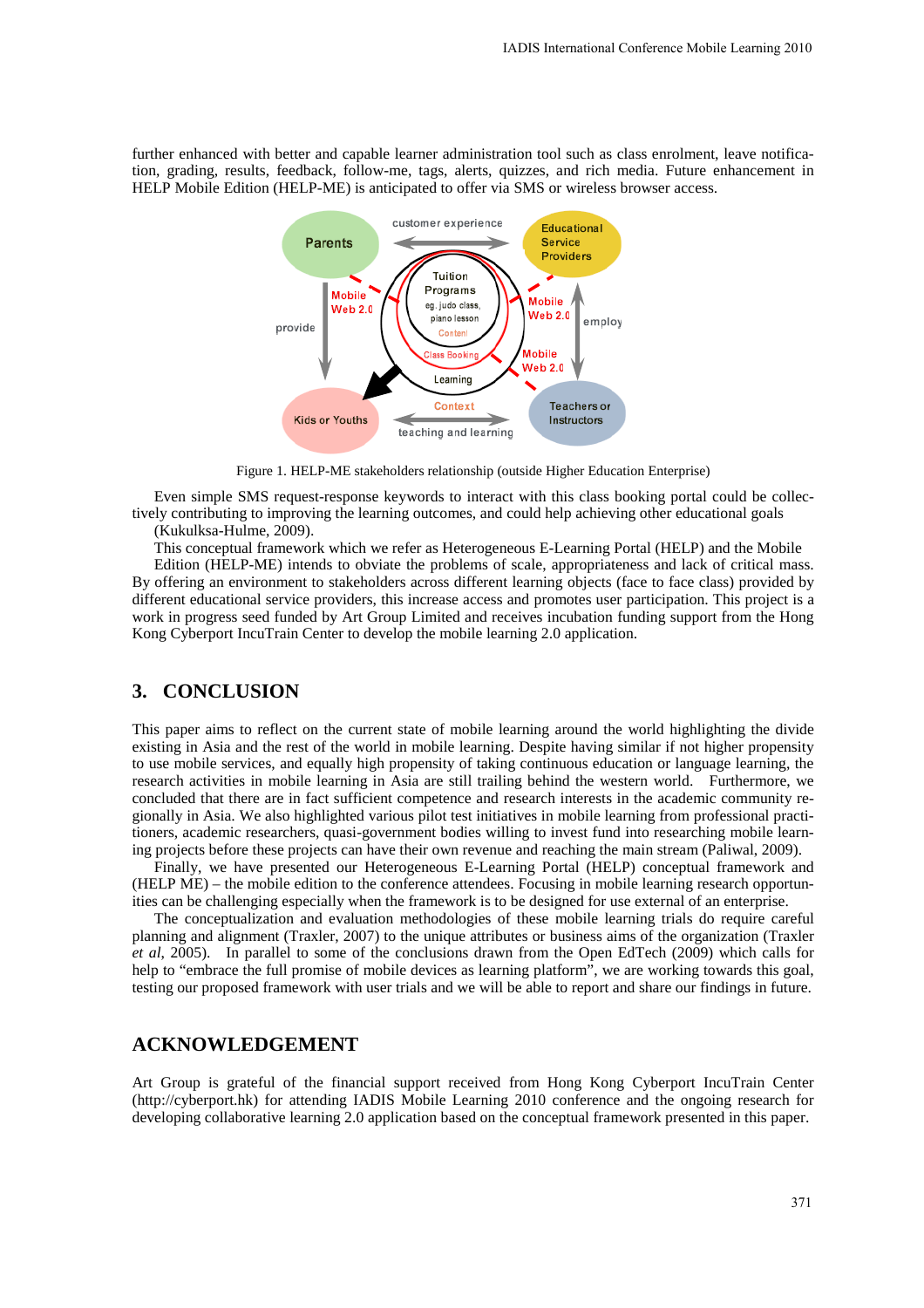further enhanced with better and capable learner administration tool such as class enrolment, leave notification, grading, results, feedback, follow-me, tags, alerts, quizzes, and rich media. Future enhancement in HELP Mobile Edition (HELP-ME) is anticipated to offer via SMS or wireless browser access.

Figure 1. HELP-ME stakeholders relationship (outside Higher Education Enterprise)

Even simple SMS request-response keywords to interact with this class booking portal could be collectively contributing to improving the learning outcomes, and could help achieving other educational goals (Kukulksa-Hulme, 2009).

This conceptual framework which we refer as Heterogeneous E-Learning Portal (HELP) and the Mobile Edition (HELP-ME) intends to obviate the problems of scale, appropriateness and lack of critical mass. By offering an environment to stakeholders across different learning objects (face to face class) provided by different educational service providers, this increase access and promotes user participation. This project is a work in progress seed funded by Art Group Limited and receives incubation funding support from the Hong Kong Cyberport IncuTrain Center to develop the mobile learning 2.0 application.

## 3. CONCLUSION

This paper aims to reflect on the current state of mobile learning around the world highlighting the divide existing in Asia and the rest of the world in mobile learning. Despite having similar if not higher propensity to use mobile services, and equally high propensity of taking continuous education or language learning, the research activities in mobile learning in Asia are still trailing behind the western world. Furthermore, we concluded that there are in fact sufficient competence and research interests in the academic community regionally in Asia. We also highlighted various pilot test initiatives in mobile learning from professional practitioners, academic researchers, quasi-government bodies willing to invest fund into researching mobile learning projects before these projects can have their own revenue and reaching the main stream (Paliwal, 2009).

Finally, we have presented our Heterogeneous E-Learning Portal (HELP) conceptual framework and (HELP ME) – the mobile edition to the conference attendees. Focusing in mobile learning research opportunities can be challenging especially when the framework is to be designed for use external of an enterprise.

The conceptualization and evaluation methodologies of these mobile learning trials do require careful planning and alignment (Traxler, 2007) to the unique attributes or business aims of the organization (Traxler *et al*, 2005). In parallel to some of the conclusions drawn from the Open EdTech (2009) which calls for help to "embrace the full promise of mobile devices as learning platform", we are working towards this goal, testing our proposed framework with user trials and we will be able to report and share our findings in future.

## ACKNOWLEDGEMENT

Art Group is grateful of the financial support received from Hong Kong Cyberport IncuTrain Center (http://cyberport.hk) for attending IADIS Mobile Learning 2010 conference and the ongoing research for developing collaborative learning 2.0 application based on the conceptual framework presented in this paper.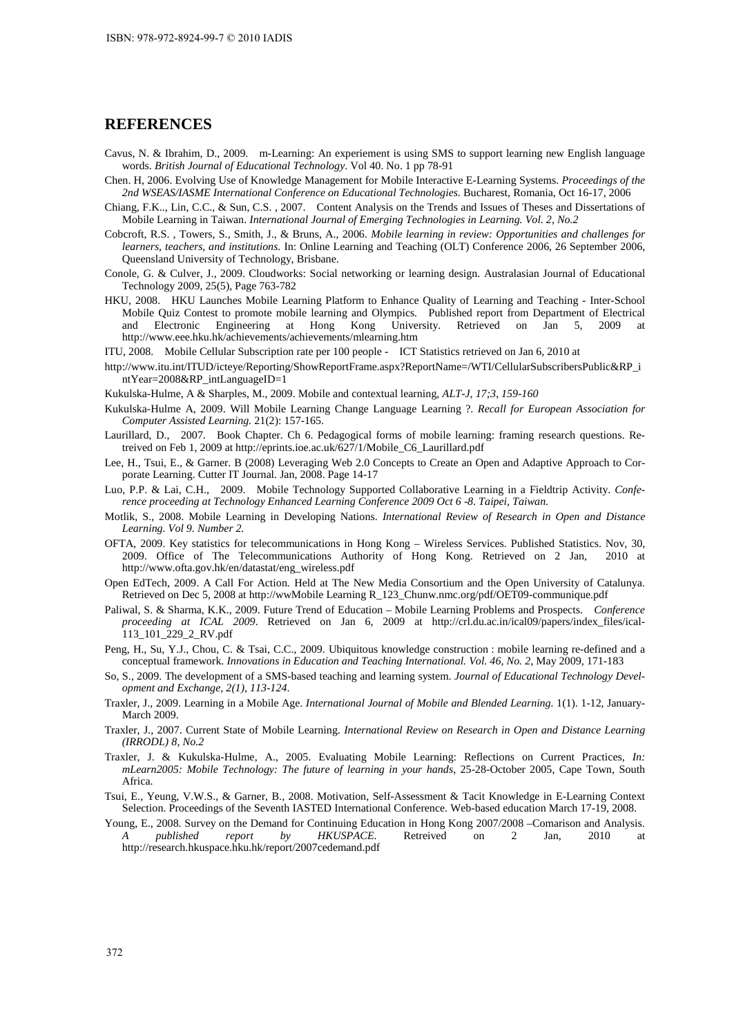## REFERENCES

Cavus, N. & Ibrahim, D., 2009. m-Learning: An experiement is using SMS to support learning new English language words. *British Journal of Educational Technology*. Vol 40. No. 1 pp 78-91

Chen. H, 2006. Evolving Use of Knowledge Management for Mobile Interactive E-Learning Systems. *Proceedings of the 2nd WSEAS/IASME International Conference on Educational Technologies.* Bucharest, Romania, Oct 16-17, 2006

Chiang, F.K.., Lin, C.C., & Sun, C.S. , 2007. Content Analysis on the Trends and Issues of Theses and Dissertations of Mobile Learning in Taiwan. *International Journal of Emerging Technologies in Learning. Vol. 2, No.2*

Cobcroft, R.S. , Towers, S., Smith, J., & Bruns, A., 2006. *Mobile learning in review: Opportunities and challenges for learners, teachers, and institutions.* In: Online Learning and Teaching (OLT) Conference 2006, 26 September 2006, Queensland University of Technology, Brisbane.

Conole, G. & Culver, J., 2009. Cloudworks: Social networking or learning design. Australasian Journal of Educational Technology 2009, 25(5), Page 763-782

HKU, 2008. HKU Launches Mobile Learning Platform to Enhance Quality of Learning and Teaching - Inter-School Mobile Quiz Contest to promote mobile learning and Olympics. Published report from Department of Electrical and Electronic Engineering at Hong Kong University. Retrieved on Jan 5, 2009 at http://www.eee.hku.hk/achievements/achievements/mlearning.htm

ITU, 2008. Mobile Cellular Subscription rate per 100 people - ICT Statistics retrieved on Jan 6, 2010 at

http://www.itu.int/ITUD/icteye/Reporting/ShowReportFrame.aspx?ReportName=/WTI/CellularSubscribersPublic&RP_intYear=2008&RP_intLanguageID=1

Kukulska-Hulme, A & Sharples, M., 2009. Mobile and contextual learning, *ALT-J, 17;3, 159-160*

Kukulska-Hulme A, 2009. Will Mobile Learning Change Language Learning ?. *Recall for European Association for Computer Assisted Learning.* 21(2): 157-165.

Laurillard, D., 2007. Book Chapter. Ch 6. Pedagogical forms of mobile learning: framing research questions. Retreived on Feb 1, 2009 at http://eprints.ioe.ac.uk/627/1/Mobile_C6_Laurillard.pdf

Lee, H., Tsui, E., & Garner. B (2008) Leveraging Web 2.0 Concepts to Create an Open and Adaptive Approach to Corporate Learning. Cutter IT Journal. Jan, 2008. Page 14-17

Luo, P.P. & Lai, C.H., 2009. Mobile Technology Supported Collaborative Learning in a Fieldtrip Activity. *Conference proceeding at Technology Enhanced Learning Conference 2009 Oct 6 -8. Taipei, Taiwan.*

Motlik, S., 2008. Mobile Learning in Developing Nations. *International Review of Research in Open and Distance Learning. Vol 9. Number 2.*

OFTA, 2009. Key statistics for telecommunications in Hong Kong – Wireless Services. Published Statistics. Nov, 30, 2009. Office of The Telecommunications Authority of Hong Kong. Retrieved on 2 Jan, 2010 at http://www.ofta.gov.hk/en/datastat/eng_wireless.pdf

Open EdTech, 2009. A Call For Action. Held at The New Media Consortium and the Open University of Catalunya. Retrieved on Dec 5, 2008 at http://wwMobile Learning R_123_Chunw.nmc.org/pdf/OET09-communique.pdf

Paliwal, S. & Sharma, K.K., 2009. Future Trend of Education – Mobile Learning Problems and Prospects. *Conference proceeding at ICAL 2009*. Retrieved on Jan 6, 2009 at http://crl.du.ac.in/ical09/papers/index_files/ical-113_101_229_2_RV.pdf

Peng, H., Su, Y.J., Chou, C. & Tsai, C.C., 2009. Ubiquitous knowledge construction : mobile learning re-defined and a conceptual framework. *Innovations in Education and Teaching International. Vol. 46, No. 2*, May 2009, 171-183

So, S., 2009. The development of a SMS-based teaching and learning system. *Journal of Educational Technology Development and Exchange, 2(1), 113-124.*

Traxler, J., 2009. Learning in a Mobile Age. *International Journal of Mobile and Blended Learning.* 1(1). 1-12, January-March 2009.

Traxler, J., 2007. Current State of Mobile Learning. *International Review on Research in Open and Distance Learning (IRRODL) 8, No.2*

Traxler, J. & Kukulska-Hulme, A., 2005. Evaluating Mobile Learning: Reflections on Current Practices, *In: mLearn2005: Mobile Technology: The future of learning in your hands*, 25-28-October 2005, Cape Town, South Africa.

Tsui, E., Yeung, V.W.S., & Garner, B., 2008. Motivation, Self-Assessment & Tacit Knowledge in E-Learning Context Selection. Proceedings of the Seventh IASTED International Conference. Web-based education March 17-19, 2008.

Young, E., 2008. Survey on the Demand for Continuing Education in Hong Kong 2007/2008 –Comarison and Analysis. *A published report by HKUSPACE.* Retreived on 2 Jan, 2010 at http://research.hkuspace.hku.hk/report/2007cedemand.pdf